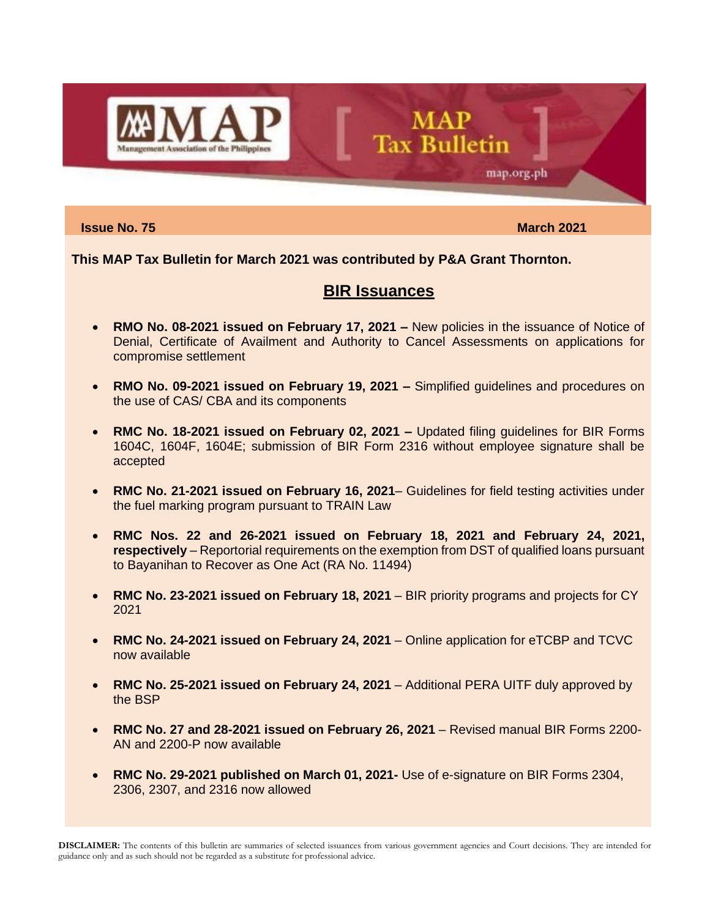# MAP Tax Bulletin

Management Association of the Philippines

map.org.ph

**Issue No. 75** **March 2021**

**This MAP Tax Bulletin for March 2021 was contributed by P&A Grant Thornton.**

## BIR Issuances

- **RMO No. 08-2021 issued on February 17, 2021 –** New policies in the issuance of Notice of Denial, Certificate of Availment and Authority to Cancel Assessments on applications for compromise settlement
- **RMO No. 09-2021 issued on February 19, 2021 –** Simplified guidelines and procedures on the use of CAS/ CBA and its components
- **RMC No. 18-2021 issued on February 02, 2021 –** Updated filing guidelines for BIR Forms 1604C, 1604F, 1604E; submission of BIR Form 2316 without employee signature shall be accepted
- **RMC No. 21-2021 issued on February 16, 2021**– Guidelines for field testing activities under the fuel marking program pursuant to TRAIN Law
- **RMC Nos. 22 and 26-2021 issued on February 18, 2021 and February 24, 2021, respectively** – Reportorial requirements on the exemption from DST of qualified loans pursuant to Bayanihan to Recover as One Act (RA No. 11494)
- **RMC No. 23-2021 issued on February 18, 2021** – BIR priority programs and projects for CY 2021
- **RMC No. 24-2021 issued on February 24, 2021** – Online application for eTCBP and TCVC now available
- **RMC No. 25-2021 issued on February 24, 2021** – Additional PERA UITF duly approved by the BSP
- **RMC No. 27 and 28-2021 issued on February 26, 2021** – Revised manual BIR Forms 2200-AN and 2200-P now available
- **RMC No. 29-2021 published on March 01, 2021-** Use of e-signature on BIR Forms 2304, 2306, 2307, and 2316 now allowed

**DISCLAIMER:** The contents of this bulletin are summaries of selected issuances from various government agencies and Court decisions. They are intended for guidance only and as such should not be regarded as a substitute for professional advice.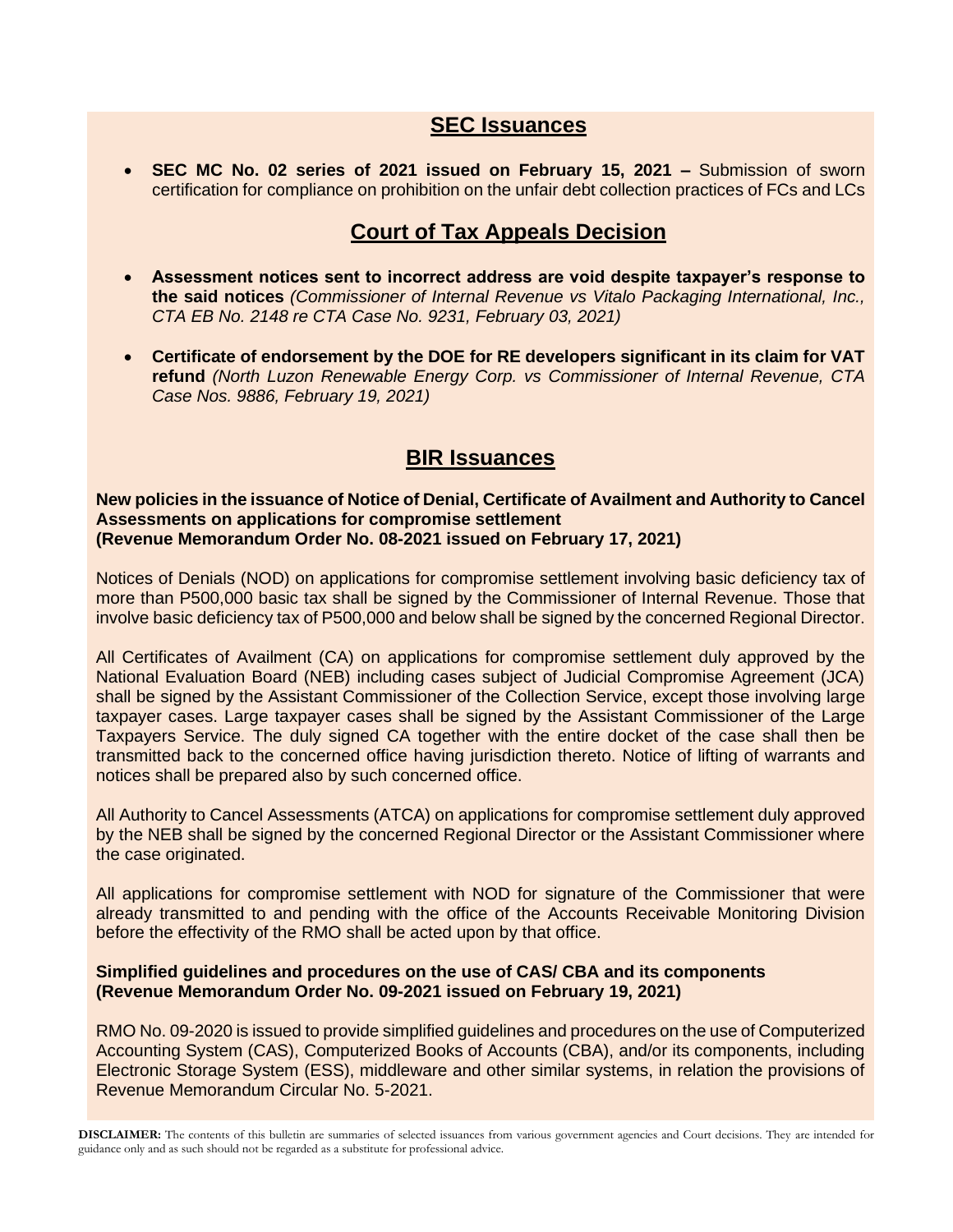## SEC Issuances

- **SEC MC No. 02 series of 2021 issued on February 15, 2021 –** Submission of sworn certification for compliance on prohibition on the unfair debt collection practices of FCs and LCs

## Court of Tax Appeals Decision

- **Assessment notices sent to incorrect address are void despite taxpayer's response to the said notices** *(Commissioner of Internal Revenue vs Vitalo Packaging International, Inc., CTA EB No. 2148 re CTA Case No. 9231, February 03, 2021)*

- **Certificate of endorsement by the DOE for RE developers significant in its claim for VAT refund** *(North Luzon Renewable Energy Corp. vs Commissioner of Internal Revenue, CTA Case Nos. 9886, February 19, 2021)*

## BIR Issuances

**New policies in the issuance of Notice of Denial, Certificate of Availment and Authority to Cancel Assessments on applications for compromise settlement**
**(Revenue Memorandum Order No. 08-2021 issued on February 17, 2021)**

Notices of Denials (NOD) on applications for compromise settlement involving basic deficiency tax of more than P500,000 basic tax shall be signed by the Commissioner of Internal Revenue. Those that involve basic deficiency tax of P500,000 and below shall be signed by the concerned Regional Director.

All Certificates of Availment (CA) on applications for compromise settlement duly approved by the National Evaluation Board (NEB) including cases subject of Judicial Compromise Agreement (JCA) shall be signed by the Assistant Commissioner of the Collection Service, except those involving large taxpayer cases. Large taxpayer cases shall be signed by the Assistant Commissioner of the Large Taxpayers Service. The duly signed CA together with the entire docket of the case shall then be transmitted back to the concerned office having jurisdiction thereto. Notice of lifting of warrants and notices shall be prepared also by such concerned office.

All Authority to Cancel Assessments (ATCA) on applications for compromise settlement duly approved by the NEB shall be signed by the concerned Regional Director or the Assistant Commissioner where the case originated.

All applications for compromise settlement with NOD for signature of the Commissioner that were already transmitted to and pending with the office of the Accounts Receivable Monitoring Division before the effectivity of the RMO shall be acted upon by that office.

**Simplified guidelines and procedures on the use of CAS/ CBA and its components**
**(Revenue Memorandum Order No. 09-2021 issued on February 19, 2021)**

RMO No. 09-2020 is issued to provide simplified guidelines and procedures on the use of Computerized Accounting System (CAS), Computerized Books of Accounts (CBA), and/or its components, including Electronic Storage System (ESS), middleware and other similar systems, in relation the provisions of Revenue Memorandum Circular No. 5-2021.

**DISCLAIMER:** The contents of this bulletin are summaries of selected issuances from various government agencies and Court decisions. They are intended for guidance only and as such should not be regarded as a substitute for professional advice.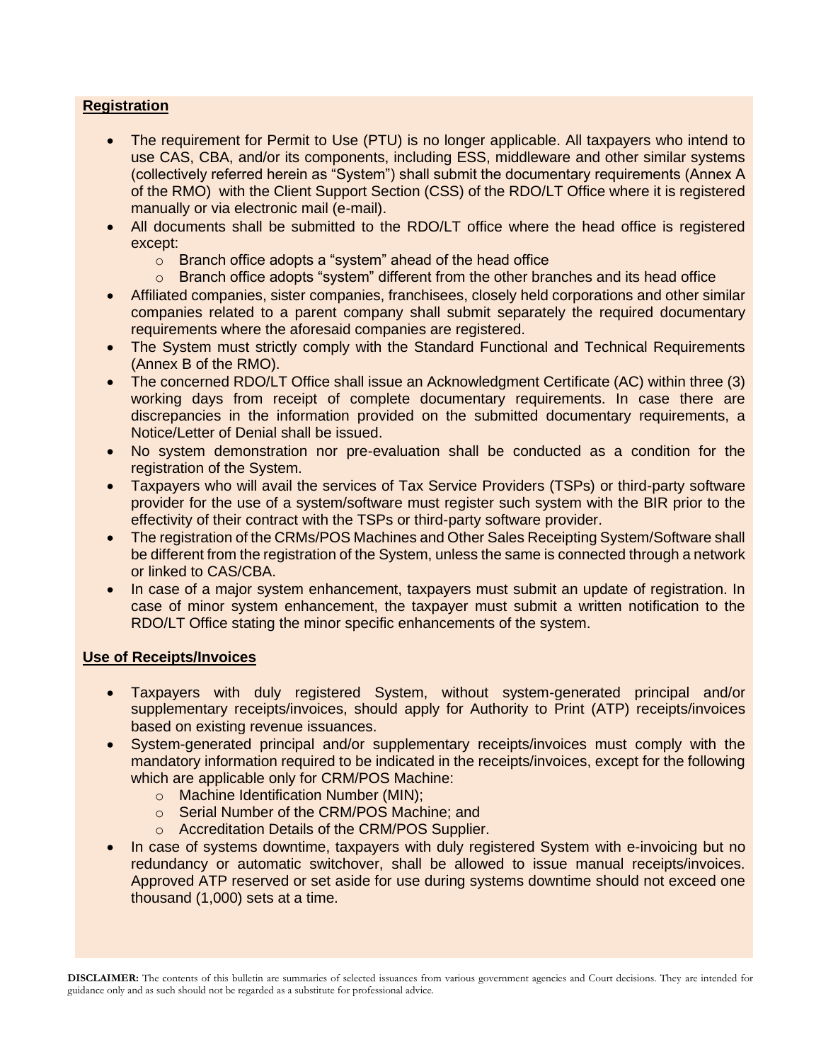**Registration**

- The requirement for Permit to Use (PTU) is no longer applicable. All taxpayers who intend to use CAS, CBA, and/or its components, including ESS, middleware and other similar systems (collectively referred herein as "System") shall submit the documentary requirements (Annex A of the RMO) with the Client Support Section (CSS) of the RDO/LT Office where it is registered manually or via electronic mail (e-mail).
- All documents shall be submitted to the RDO/LT office where the head office is registered except:
  - Branch office adopts a "system" ahead of the head office
  - Branch office adopts "system" different from the other branches and its head office
- Affiliated companies, sister companies, franchisees, closely held corporations and other similar companies related to a parent company shall submit separately the required documentary requirements where the aforesaid companies are registered.
- The System must strictly comply with the Standard Functional and Technical Requirements (Annex B of the RMO).
- The concerned RDO/LT Office shall issue an Acknowledgment Certificate (AC) within three (3) working days from receipt of complete documentary requirements. In case there are discrepancies in the information provided on the submitted documentary requirements, a Notice/Letter of Denial shall be issued.
- No system demonstration nor pre-evaluation shall be conducted as a condition for the registration of the System.
- Taxpayers who will avail the services of Tax Service Providers (TSPs) or third-party software provider for the use of a system/software must register such system with the BIR prior to the effectivity of their contract with the TSPs or third-party software provider.
- The registration of the CRMs/POS Machines and Other Sales Receipting System/Software shall be different from the registration of the System, unless the same is connected through a network or linked to CAS/CBA.
- In case of a major system enhancement, taxpayers must submit an update of registration. In case of minor system enhancement, the taxpayer must submit a written notification to the RDO/LT Office stating the minor specific enhancements of the system.

**Use of Receipts/Invoices**

- Taxpayers with duly registered System, without system-generated principal and/or supplementary receipts/invoices, should apply for Authority to Print (ATP) receipts/invoices based on existing revenue issuances.
- System-generated principal and/or supplementary receipts/invoices must comply with the mandatory information required to be indicated in the receipts/invoices, except for the following which are applicable only for CRM/POS Machine:
  - Machine Identification Number (MIN);
  - Serial Number of the CRM/POS Machine; and
  - Accreditation Details of the CRM/POS Supplier.
- In case of systems downtime, taxpayers with duly registered System with e-invoicing but no redundancy or automatic switchover, shall be allowed to issue manual receipts/invoices. Approved ATP reserved or set aside for use during systems downtime should not exceed one thousand (1,000) sets at a time.

**DISCLAIMER:** The contents of this bulletin are summaries of selected issuances from various government agencies and Court decisions. They are intended for guidance only and as such should not be regarded as a substitute for professional advice.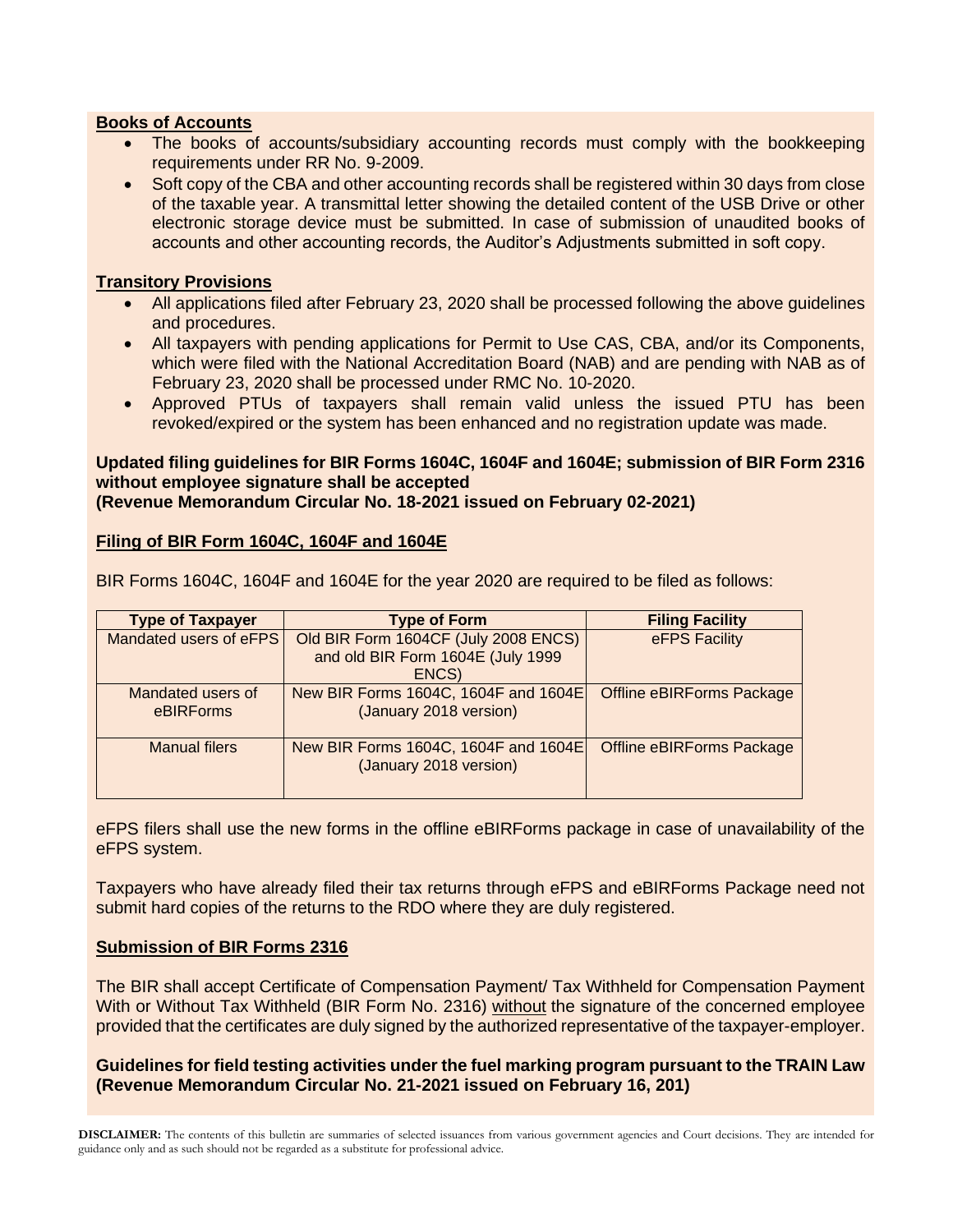**Books of Accounts**

- The books of accounts/subsidiary accounting records must comply with the bookkeeping requirements under RR No. 9-2009.
- Soft copy of the CBA and other accounting records shall be registered within 30 days from close of the taxable year. A transmittal letter showing the detailed content of the USB Drive or other electronic storage device must be submitted. In case of submission of unaudited books of accounts and other accounting records, the Auditor's Adjustments submitted in soft copy.

**Transitory Provisions**

- All applications filed after February 23, 2020 shall be processed following the above guidelines and procedures.
- All taxpayers with pending applications for Permit to Use CAS, CBA, and/or its Components, which were filed with the National Accreditation Board (NAB) and are pending with NAB as of February 23, 2020 shall be processed under RMC No. 10-2020.
- Approved PTUs of taxpayers shall remain valid unless the issued PTU has been revoked/expired or the system has been enhanced and no registration update was made.

**Updated filing guidelines for BIR Forms 1604C, 1604F and 1604E; submission of BIR Form 2316 without employee signature shall be accepted**
**(Revenue Memorandum Circular No. 18-2021 issued on February 02-2021)**

**Filing of BIR Form 1604C, 1604F and 1604E**

BIR Forms 1604C, 1604F and 1604E for the year 2020 are required to be filed as follows:

| Type of Taxpayer | Type of Form | Filing Facility |
| --- | --- | --- |
| Mandated users of eFPS | Old BIR Form 1604CF (July 2008 ENCS) and old BIR Form 1604E (July 1999 ENCS) | eFPS Facility |
| Mandated users of eBIRForms | New BIR Forms 1604C, 1604F and 1604E (January 2018 version) | Offline eBIRForms Package |
| Manual filers | New BIR Forms 1604C, 1604F and 1604E (January 2018 version) | Offline eBIRForms Package |

eFPS filers shall use the new forms in the offline eBIRForms package in case of unavailability of the eFPS system.

Taxpayers who have already filed their tax returns through eFPS and eBIRForms Package need not submit hard copies of the returns to the RDO where they are duly registered.

**Submission of BIR Forms 2316**

The BIR shall accept Certificate of Compensation Payment/ Tax Withheld for Compensation Payment With or Without Tax Withheld (BIR Form No. 2316) without the signature of the concerned employee provided that the certificates are duly signed by the authorized representative of the taxpayer-employer.

**Guidelines for field testing activities under the fuel marking program pursuant to the TRAIN Law (Revenue Memorandum Circular No. 21-2021 issued on February 16, 201)**

**DISCLAIMER:** The contents of this bulletin are summaries of selected issuances from various government agencies and Court decisions. They are intended for guidance only and as such should not be regarded as a substitute for professional advice.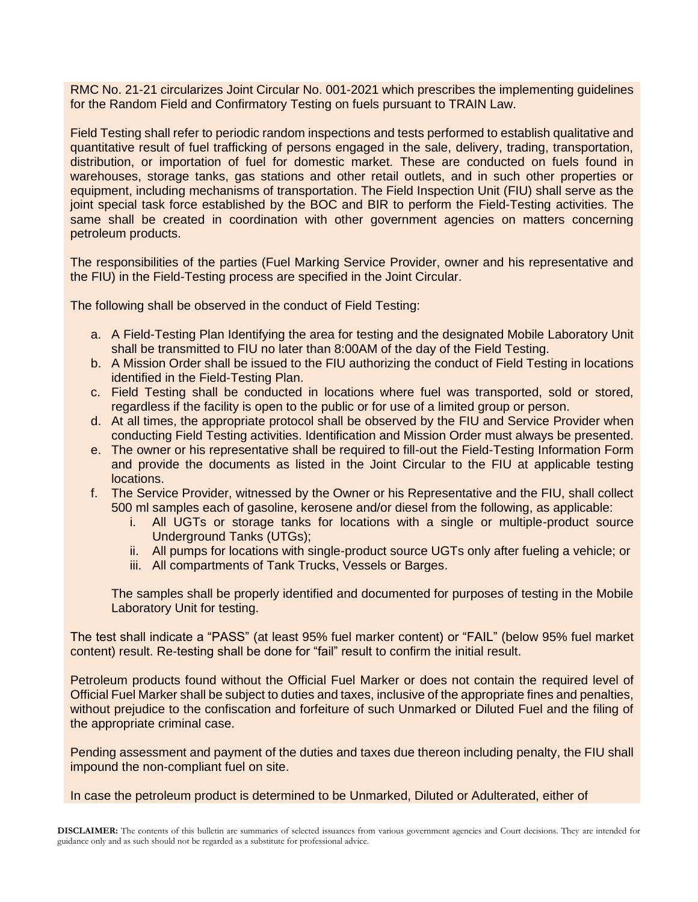RMC No. 21-21 circularizes Joint Circular No. 001-2021 which prescribes the implementing guidelines for the Random Field and Confirmatory Testing on fuels pursuant to TRAIN Law.

Field Testing shall refer to periodic random inspections and tests performed to establish qualitative and quantitative result of fuel trafficking of persons engaged in the sale, delivery, trading, transportation, distribution, or importation of fuel for domestic market. These are conducted on fuels found in warehouses, storage tanks, gas stations and other retail outlets, and in such other properties or equipment, including mechanisms of transportation. The Field Inspection Unit (FIU) shall serve as the joint special task force established by the BOC and BIR to perform the Field-Testing activities. The same shall be created in coordination with other government agencies on matters concerning petroleum products.

The responsibilities of the parties (Fuel Marking Service Provider, owner and his representative and the FIU) in the Field-Testing process are specified in the Joint Circular.

The following shall be observed in the conduct of Field Testing:

a. A Field-Testing Plan Identifying the area for testing and the designated Mobile Laboratory Unit shall be transmitted to FIU no later than 8:00AM of the day of the Field Testing.
b. A Mission Order shall be issued to the FIU authorizing the conduct of Field Testing in locations identified in the Field-Testing Plan.
c. Field Testing shall be conducted in locations where fuel was transported, sold or stored, regardless if the facility is open to the public or for use of a limited group or person.
d. At all times, the appropriate protocol shall be observed by the FIU and Service Provider when conducting Field Testing activities. Identification and Mission Order must always be presented.
e. The owner or his representative shall be required to fill-out the Field-Testing Information Form and provide the documents as listed in the Joint Circular to the FIU at applicable testing locations.
f. The Service Provider, witnessed by the Owner or his Representative and the FIU, shall collect 500 ml samples each of gasoline, kerosene and/or diesel from the following, as applicable:
    i. All UGTs or storage tanks for locations with a single or multiple-product source Underground Tanks (UTGs);
    ii. All pumps for locations with single-product source UGTs only after fueling a vehicle; or
    iii. All compartments of Tank Trucks, Vessels or Barges.

   The samples shall be properly identified and documented for purposes of testing in the Mobile Laboratory Unit for testing.

The test shall indicate a "PASS" (at least 95% fuel marker content) or "FAIL" (below 95% fuel market content) result. Re-testing shall be done for "fail" result to confirm the initial result.

Petroleum products found without the Official Fuel Marker or does not contain the required level of Official Fuel Marker shall be subject to duties and taxes, inclusive of the appropriate fines and penalties, without prejudice to the confiscation and forfeiture of such Unmarked or Diluted Fuel and the filing of the appropriate criminal case.

Pending assessment and payment of the duties and taxes due thereon including penalty, the FIU shall impound the non-compliant fuel on site.

In case the petroleum product is determined to be Unmarked, Diluted or Adulterated, either of

**DISCLAIMER:** The contents of this bulletin are summaries of selected issuances from various government agencies and Court decisions. They are intended for guidance only and as such should not be regarded as a substitute for professional advice.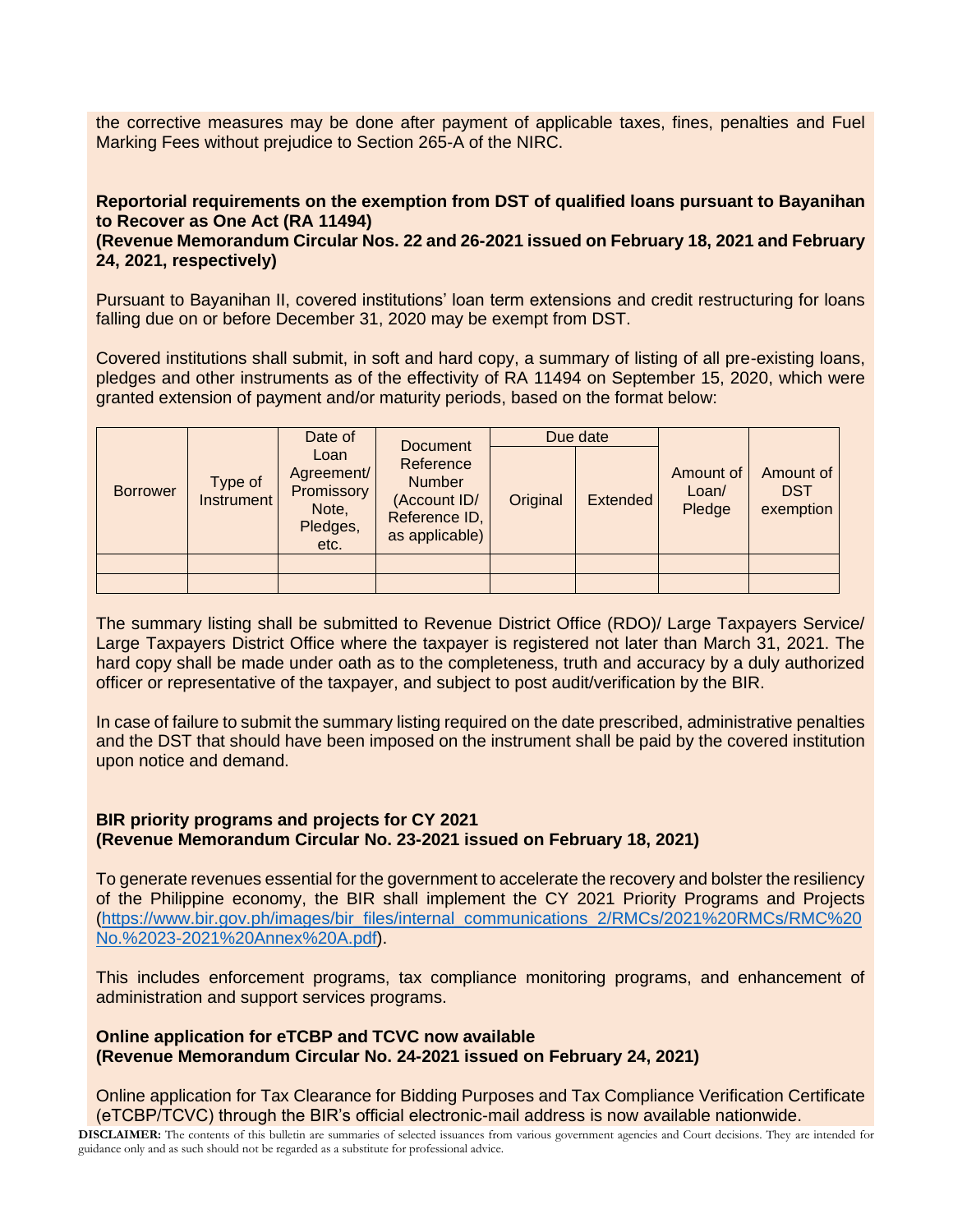the corrective measures may be done after payment of applicable taxes, fines, penalties and Fuel Marking Fees without prejudice to Section 265-A of the NIRC.

**Reportorial requirements on the exemption from DST of qualified loans pursuant to Bayanihan to Recover as One Act (RA 11494)**
**(Revenue Memorandum Circular Nos. 22 and 26-2021 issued on February 18, 2021 and February 24, 2021, respectively)**

Pursuant to Bayanihan II, covered institutions' loan term extensions and credit restructuring for loans falling due on or before December 31, 2020 may be exempt from DST.

Covered institutions shall submit, in soft and hard copy, a summary of listing of all pre-existing loans, pledges and other instruments as of the effectivity of RA 11494 on September 15, 2020, which were granted extension of payment and/or maturity periods, based on the format below:

| Borrower | Type of Instrument | Date of Loan Agreement/ Promissory Note, Pledges, etc. | Document Reference Number (Account ID/ Reference ID, as applicable) | Due date | | Amount of Loan/ Pledge | Amount of DST exemption |
|---|---|---|---|---|---|---|---|
| | | | | Original | Extended | | |
| | | | | | | | |
| | | | | | | | |

The summary listing shall be submitted to Revenue District Office (RDO)/ Large Taxpayers Service/ Large Taxpayers District Office where the taxpayer is registered not later than March 31, 2021. The hard copy shall be made under oath as to the completeness, truth and accuracy by a duly authorized officer or representative of the taxpayer, and subject to post audit/verification by the BIR.

In case of failure to submit the summary listing required on the date prescribed, administrative penalties and the DST that should have been imposed on the instrument shall be paid by the covered institution upon notice and demand.

**BIR priority programs and projects for CY 2021**
**(Revenue Memorandum Circular No. 23-2021 issued on February 18, 2021)**

To generate revenues essential for the government to accelerate the recovery and bolster the resiliency of the Philippine economy, the BIR shall implement the CY 2021 Priority Programs and Projects (https://www.bir.gov.ph/images/bir_files/internal_communications_2/RMCs/2021%20RMCs/RMC%20No.%2023-2021%20Annex%20A.pdf).

This includes enforcement programs, tax compliance monitoring programs, and enhancement of administration and support services programs.

**Online application for eTCBP and TCVC now available**
**(Revenue Memorandum Circular No. 24-2021 issued on February 24, 2021)**

Online application for Tax Clearance for Bidding Purposes and Tax Compliance Verification Certificate (eTCBP/TCVC) through the BIR's official electronic-mail address is now available nationwide.

**DISCLAIMER:** The contents of this bulletin are summaries of selected issuances from various government agencies and Court decisions. They are intended for guidance only and as such should not be regarded as a substitute for professional advice.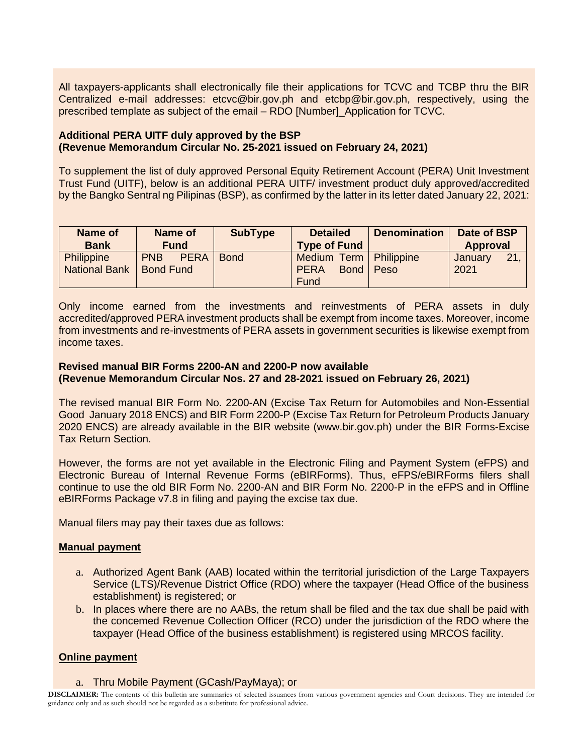All taxpayers-applicants shall electronically file their applications for TCVC and TCBP thru the BIR Centralized e-mail addresses: etcvc@bir.gov.ph and etcbp@bir.gov.ph, respectively, using the prescribed template as subject of the email – RDO [Number]_Application for TCVC.

**Additional PERA UITF duly approved by the BSP**
**(Revenue Memorandum Circular No. 25-2021 issued on February 24, 2021)**

To supplement the list of duly approved Personal Equity Retirement Account (PERA) Unit Investment Trust Fund (UITF), below is an additional PERA UITF/ investment product duly approved/accredited by the Bangko Sentral ng Pilipinas (BSP), as confirmed by the latter in its letter dated January 22, 2021:

| Name of Bank | Name of Fund | SubType | Detailed Type of Fund | Denomination | Date of BSP Approval |
|---|---|---|---|---|---|
| Philippine National Bank | PNB PERA Bond Fund | Bond | Medium Term PERA Bond Fund | Philippine Peso | January 21, 2021 |

Only income earned from the investments and reinvestments of PERA assets in duly accredited/approved PERA investment products shall be exempt from income taxes. Moreover, income from investments and re-investments of PERA assets in government securities is likewise exempt from income taxes.

**Revised manual BIR Forms 2200-AN and 2200-P now available**
**(Revenue Memorandum Circular Nos. 27 and 28-2021 issued on February 26, 2021)**

The revised manual BIR Form No. 2200-AN (Excise Tax Return for Automobiles and Non-Essential Good January 2018 ENCS) and BIR Form 2200-P (Excise Tax Return for Petroleum Products January 2020 ENCS) are already available in the BIR website (www.bir.gov.ph) under the BIR Forms-Excise Tax Return Section.

However, the forms are not yet available in the Electronic Filing and Payment System (eFPS) and Electronic Bureau of Internal Revenue Forms (eBIRForms). Thus, eFPS/eBIRForms filers shall continue to use the old BIR Form No. 2200-AN and BIR Form No. 2200-P in the eFPS and in Offline eBIRForms Package v7.8 in filing and paying the excise tax due.

Manual filers may pay their taxes due as follows:

**Manual payment**

a. Authorized Agent Bank (AAB) located within the territorial jurisdiction of the Large Taxpayers Service (LTS)/Revenue District Office (RDO) where the taxpayer (Head Office of the business establishment) is registered; or
b. In places where there are no AABs, the retum shall be filed and the tax due shall be paid with the concemed Revenue Collection Officer (RCO) under the jurisdiction of the RDO where the taxpayer (Head Office of the business establishment) is registered using MRCOS facility.

**Online payment**

a. Thru Mobile Payment (GCash/PayMaya); or

**DISCLAIMER:** The contents of this bulletin are summaries of selected issuances from various government agencies and Court decisions. They are intended for guidance only and as such should not be regarded as a substitute for professional advice.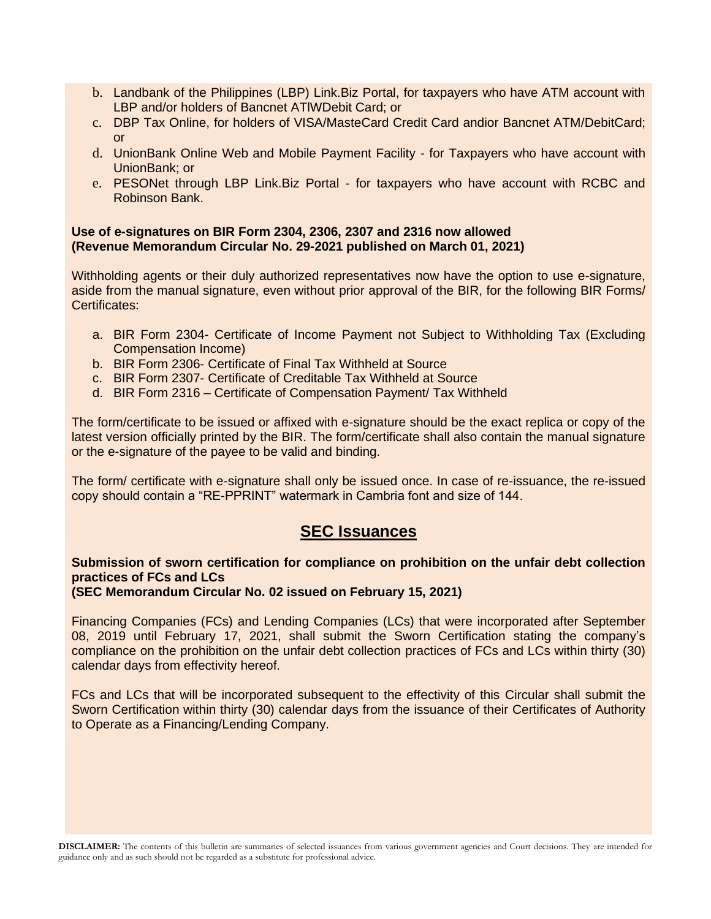b. Landbank of the Philippines (LBP) Link.Biz Portal, for taxpayers who have ATM account with LBP and/or holders of Bancnet ATlWDebit Card; or
c. DBP Tax Online, for holders of VISA/MasteCard Credit Card andior Bancnet ATM/DebitCard; or
d. UnionBank Online Web and Mobile Payment Facility - for Taxpayers who have account with UnionBank; or
e. PESONet through LBP Link.Biz Portal - for taxpayers who have account with RCBC and Robinson Bank.

**Use of e-signatures on BIR Form 2304, 2306, 2307 and 2316 now allowed**
**(Revenue Memorandum Circular No. 29-2021 published on March 01, 2021)**

Withholding agents or their duly authorized representatives now have the option to use e-signature, aside from the manual signature, even without prior approval of the BIR, for the following BIR Forms/ Certificates:

a. BIR Form 2304- Certificate of Income Payment not Subject to Withholding Tax (Excluding Compensation Income)
b. BIR Form 2306- Certificate of Final Tax Withheld at Source
c. BIR Form 2307- Certificate of Creditable Tax Withheld at Source
d. BIR Form 2316 – Certificate of Compensation Payment/ Tax Withheld

The form/certificate to be issued or affixed with e-signature should be the exact replica or copy of the latest version officially printed by the BIR. The form/certificate shall also contain the manual signature or the e-signature of the payee to be valid and binding.

The form/ certificate with e-signature shall only be issued once. In case of re-issuance, the re-issued copy should contain a "RE-PPRINT" watermark in Cambria font and size of 144.

## SEC Issuances

**Submission of sworn certification for compliance on prohibition on the unfair debt collection practices of FCs and LCs**
**(SEC Memorandum Circular No. 02 issued on February 15, 2021)**

Financing Companies (FCs) and Lending Companies (LCs) that were incorporated after September 08, 2019 until February 17, 2021, shall submit the Sworn Certification stating the company's compliance on the prohibition on the unfair debt collection practices of FCs and LCs within thirty (30) calendar days from effectivity hereof.

FCs and LCs that will be incorporated subsequent to the effectivity of this Circular shall submit the Sworn Certification within thirty (30) calendar days from the issuance of their Certificates of Authority to Operate as a Financing/Lending Company.

**DISCLAIMER:** The contents of this bulletin are summaries of selected issuances from various government agencies and Court decisions. They are intended for guidance only and as such should not be regarded as a substitute for professional advice.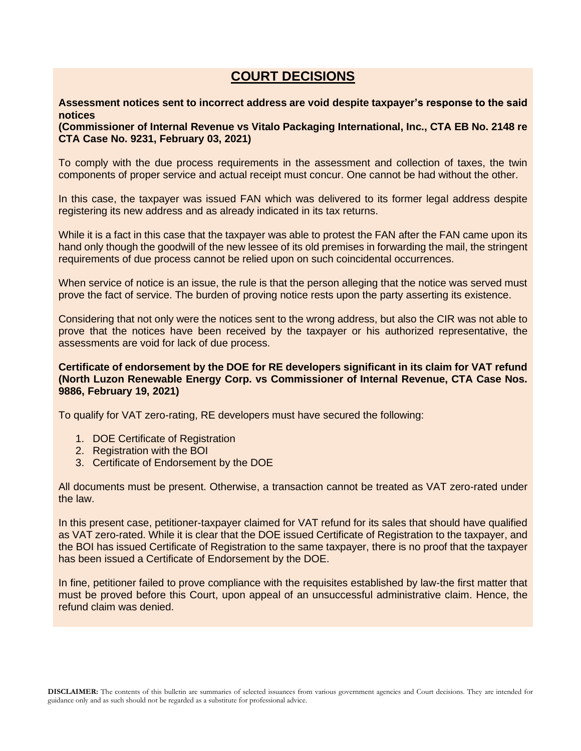# COURT DECISIONS

**Assessment notices sent to incorrect address are void despite taxpayer's response to the said notices**
**(Commissioner of Internal Revenue vs Vitalo Packaging International, Inc., CTA EB No. 2148 re CTA Case No. 9231, February 03, 2021)**

To comply with the due process requirements in the assessment and collection of taxes, the twin components of proper service and actual receipt must concur. One cannot be had without the other.

In this case, the taxpayer was issued FAN which was delivered to its former legal address despite registering its new address and as already indicated in its tax returns.

While it is a fact in this case that the taxpayer was able to protest the FAN after the FAN came upon its hand only though the goodwill of the new lessee of its old premises in forwarding the mail, the stringent requirements of due process cannot be relied upon on such coincidental occurrences.

When service of notice is an issue, the rule is that the person alleging that the notice was served must prove the fact of service. The burden of proving notice rests upon the party asserting its existence.

Considering that not only were the notices sent to the wrong address, but also the CIR was not able to prove that the notices have been received by the taxpayer or his authorized representative, the assessments are void for lack of due process.

**Certificate of endorsement by the DOE for RE developers significant in its claim for VAT refund (North Luzon Renewable Energy Corp. vs Commissioner of Internal Revenue, CTA Case Nos. 9886, February 19, 2021)**

To qualify for VAT zero-rating, RE developers must have secured the following:

1. DOE Certificate of Registration
2. Registration with the BOI
3. Certificate of Endorsement by the DOE

All documents must be present. Otherwise, a transaction cannot be treated as VAT zero-rated under the law.

In this present case, petitioner-taxpayer claimed for VAT refund for its sales that should have qualified as VAT zero-rated. While it is clear that the DOE issued Certificate of Registration to the taxpayer, and the BOI has issued Certificate of Registration to the same taxpayer, there is no proof that the taxpayer has been issued a Certificate of Endorsement by the DOE.

In fine, petitioner failed to prove compliance with the requisites established by law-the first matter that must be proved before this Court, upon appeal of an unsuccessful administrative claim. Hence, the refund claim was denied.

**DISCLAIMER:** The contents of this bulletin are summaries of selected issuances from various government agencies and Court decisions. They are intended for guidance only and as such should not be regarded as a substitute for professional advice.